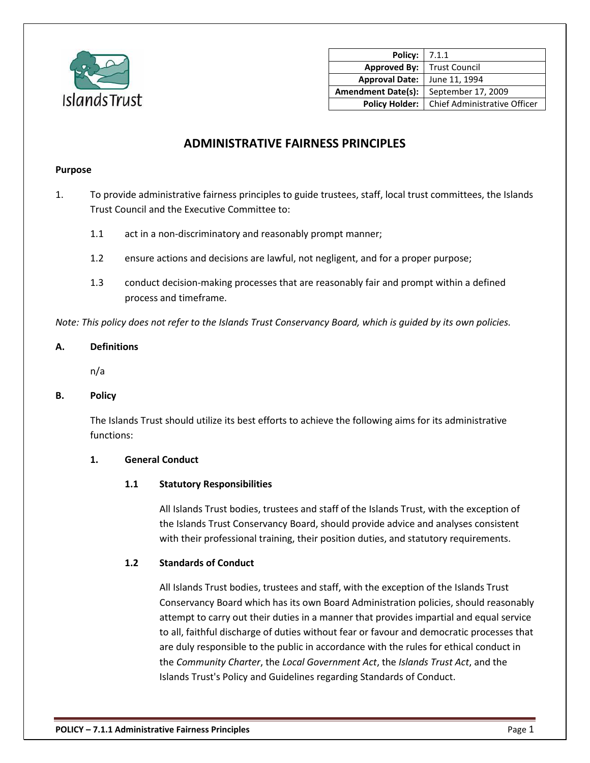| Policy: | 7.1.1 |
| ---: | --- |
| Approved By: | Trust Council |
| Approval Date: | June 11, 1994 |
| Amendment Date(s): | September 17, 2009 |
| Policy Holder: | Chief Administrative Officer |

# ADMINISTRATIVE FAIRNESS PRINCIPLES

**Purpose**

1. To provide administrative fairness principles to guide trustees, staff, local trust committees, the Islands Trust Council and the Executive Committee to:

   1.1 act in a non-discriminatory and reasonably prompt manner;

   1.2 ensure actions and decisions are lawful, not negligent, and for a proper purpose;

   1.3 conduct decision-making processes that are reasonably fair and prompt within a defined process and timeframe.

*Note: This policy does not refer to the Islands Trust Conservancy Board, which is guided by its own policies.*

## A. Definitions

n/a

## B. Policy

The Islands Trust should utilize its best efforts to achieve the following aims for its administrative functions:

### 1. General Conduct

#### 1.1 Statutory Responsibilities

All Islands Trust bodies, trustees and staff of the Islands Trust, with the exception of the Islands Trust Conservancy Board, should provide advice and analyses consistent with their professional training, their position duties, and statutory requirements.

#### 1.2 Standards of Conduct

All Islands Trust bodies, trustees and staff, with the exception of the Islands Trust Conservancy Board which has its own Board Administration policies, should reasonably attempt to carry out their duties in a manner that provides impartial and equal service to all, faithful discharge of duties without fear or favour and democratic processes that are duly responsible to the public in accordance with the rules for ethical conduct in the *Community Charter*, the *Local Government Act*, the *Islands Trust Act*, and the Islands Trust's Policy and Guidelines regarding Standards of Conduct.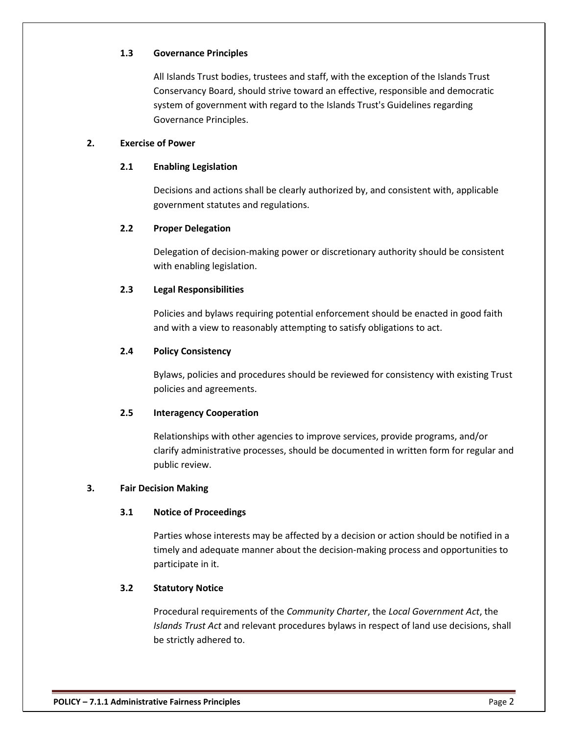### 1.3 Governance Principles

All Islands Trust bodies, trustees and staff, with the exception of the Islands Trust Conservancy Board, should strive toward an effective, responsible and democratic system of government with regard to the Islands Trust's Guidelines regarding Governance Principles.

## 2. Exercise of Power

### 2.1 Enabling Legislation

Decisions and actions shall be clearly authorized by, and consistent with, applicable government statutes and regulations.

### 2.2 Proper Delegation

Delegation of decision-making power or discretionary authority should be consistent with enabling legislation.

### 2.3 Legal Responsibilities

Policies and bylaws requiring potential enforcement should be enacted in good faith and with a view to reasonably attempting to satisfy obligations to act.

### 2.4 Policy Consistency

Bylaws, policies and procedures should be reviewed for consistency with existing Trust policies and agreements.

### 2.5 Interagency Cooperation

Relationships with other agencies to improve services, provide programs, and/or clarify administrative processes, should be documented in written form for regular and public review.

## 3. Fair Decision Making

### 3.1 Notice of Proceedings

Parties whose interests may be affected by a decision or action should be notified in a timely and adequate manner about the decision-making process and opportunities to participate in it.

### 3.2 Statutory Notice

Procedural requirements of the *Community Charter*, the *Local Government Act*, the *Islands Trust Act* and relevant procedures bylaws in respect of land use decisions, shall be strictly adhered to.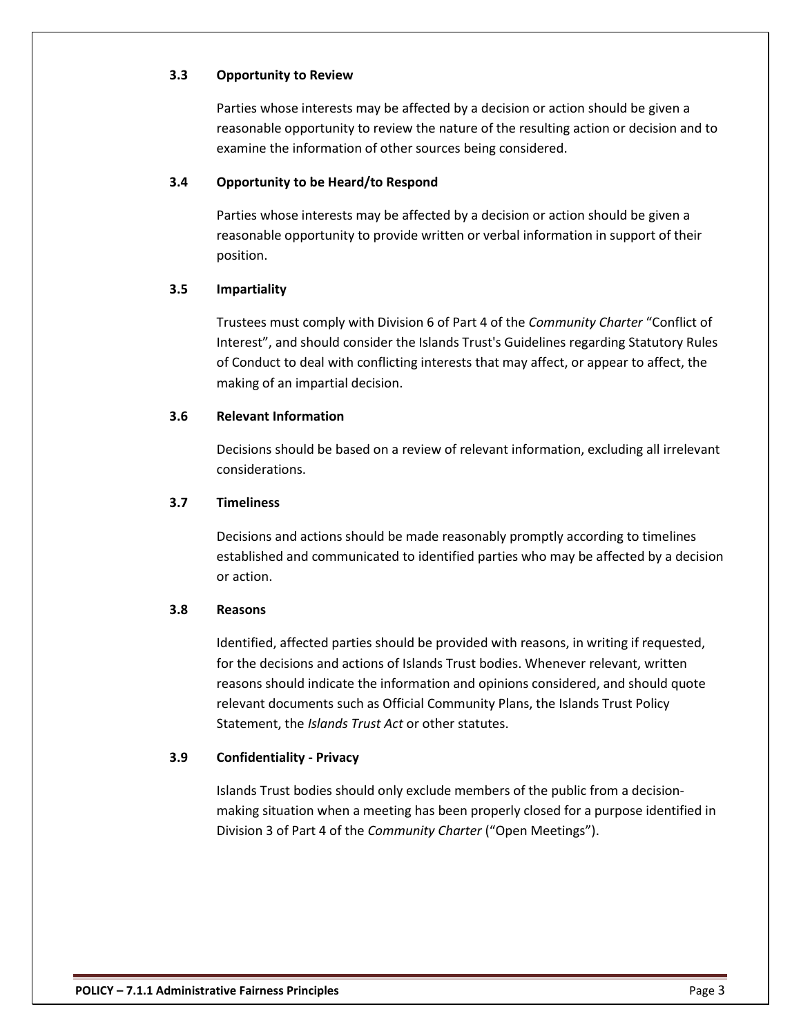### 3.3 Opportunity to Review

Parties whose interests may be affected by a decision or action should be given a reasonable opportunity to review the nature of the resulting action or decision and to examine the information of other sources being considered.

### 3.4 Opportunity to be Heard/to Respond

Parties whose interests may be affected by a decision or action should be given a reasonable opportunity to provide written or verbal information in support of their position.

### 3.5 Impartiality

Trustees must comply with Division 6 of Part 4 of the *Community Charter* "Conflict of Interest", and should consider the Islands Trust's Guidelines regarding Statutory Rules of Conduct to deal with conflicting interests that may affect, or appear to affect, the making of an impartial decision.

### 3.6 Relevant Information

Decisions should be based on a review of relevant information, excluding all irrelevant considerations.

### 3.7 Timeliness

Decisions and actions should be made reasonably promptly according to timelines established and communicated to identified parties who may be affected by a decision or action.

### 3.8 Reasons

Identified, affected parties should be provided with reasons, in writing if requested, for the decisions and actions of Islands Trust bodies. Whenever relevant, written reasons should indicate the information and opinions considered, and should quote relevant documents such as Official Community Plans, the Islands Trust Policy Statement, the *Islands Trust Act* or other statutes.

### 3.9 Confidentiality - Privacy

Islands Trust bodies should only exclude members of the public from a decision-making situation when a meeting has been properly closed for a purpose identified in Division 3 of Part 4 of the *Community Charter* ("Open Meetings").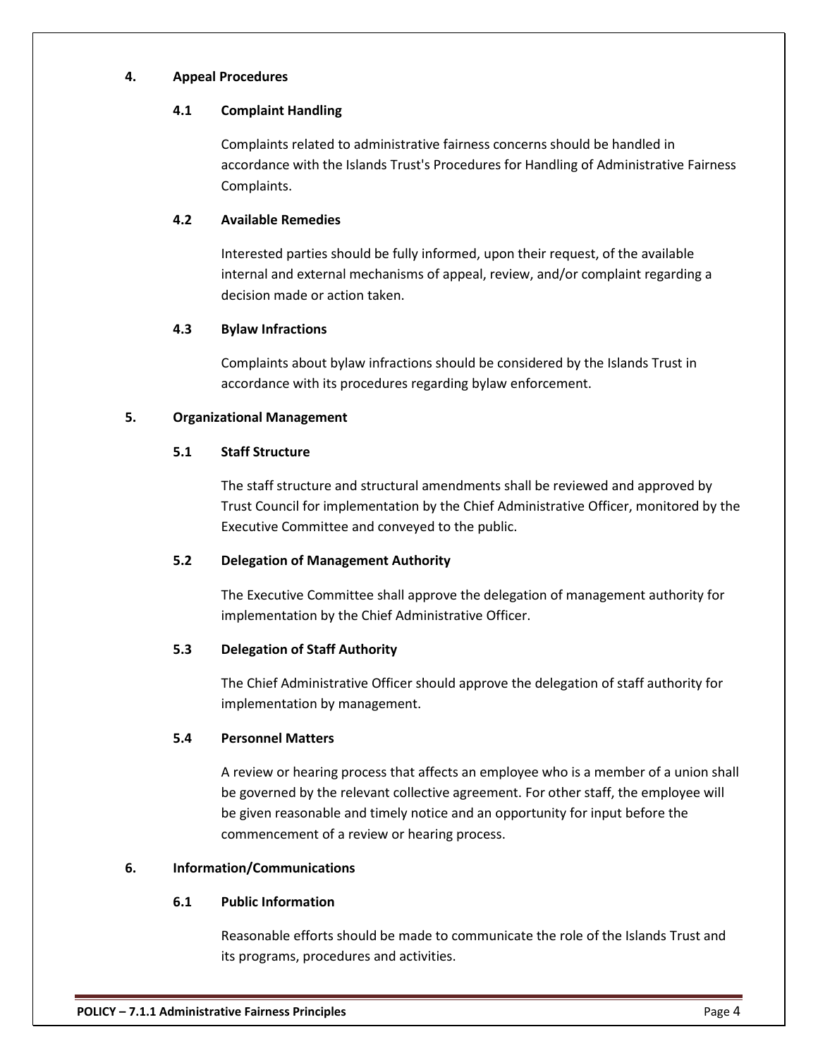## 4. Appeal Procedures

### 4.1 Complaint Handling

Complaints related to administrative fairness concerns should be handled in accordance with the Islands Trust's Procedures for Handling of Administrative Fairness Complaints.

### 4.2 Available Remedies

Interested parties should be fully informed, upon their request, of the available internal and external mechanisms of appeal, review, and/or complaint regarding a decision made or action taken.

### 4.3 Bylaw Infractions

Complaints about bylaw infractions should be considered by the Islands Trust in accordance with its procedures regarding bylaw enforcement.

## 5. Organizational Management

### 5.1 Staff Structure

The staff structure and structural amendments shall be reviewed and approved by Trust Council for implementation by the Chief Administrative Officer, monitored by the Executive Committee and conveyed to the public.

### 5.2 Delegation of Management Authority

The Executive Committee shall approve the delegation of management authority for implementation by the Chief Administrative Officer.

### 5.3 Delegation of Staff Authority

The Chief Administrative Officer should approve the delegation of staff authority for implementation by management.

### 5.4 Personnel Matters

A review or hearing process that affects an employee who is a member of a union shall be governed by the relevant collective agreement. For other staff, the employee will be given reasonable and timely notice and an opportunity for input before the commencement of a review or hearing process.

## 6. Information/Communications

### 6.1 Public Information

Reasonable efforts should be made to communicate the role of the Islands Trust and its programs, procedures and activities.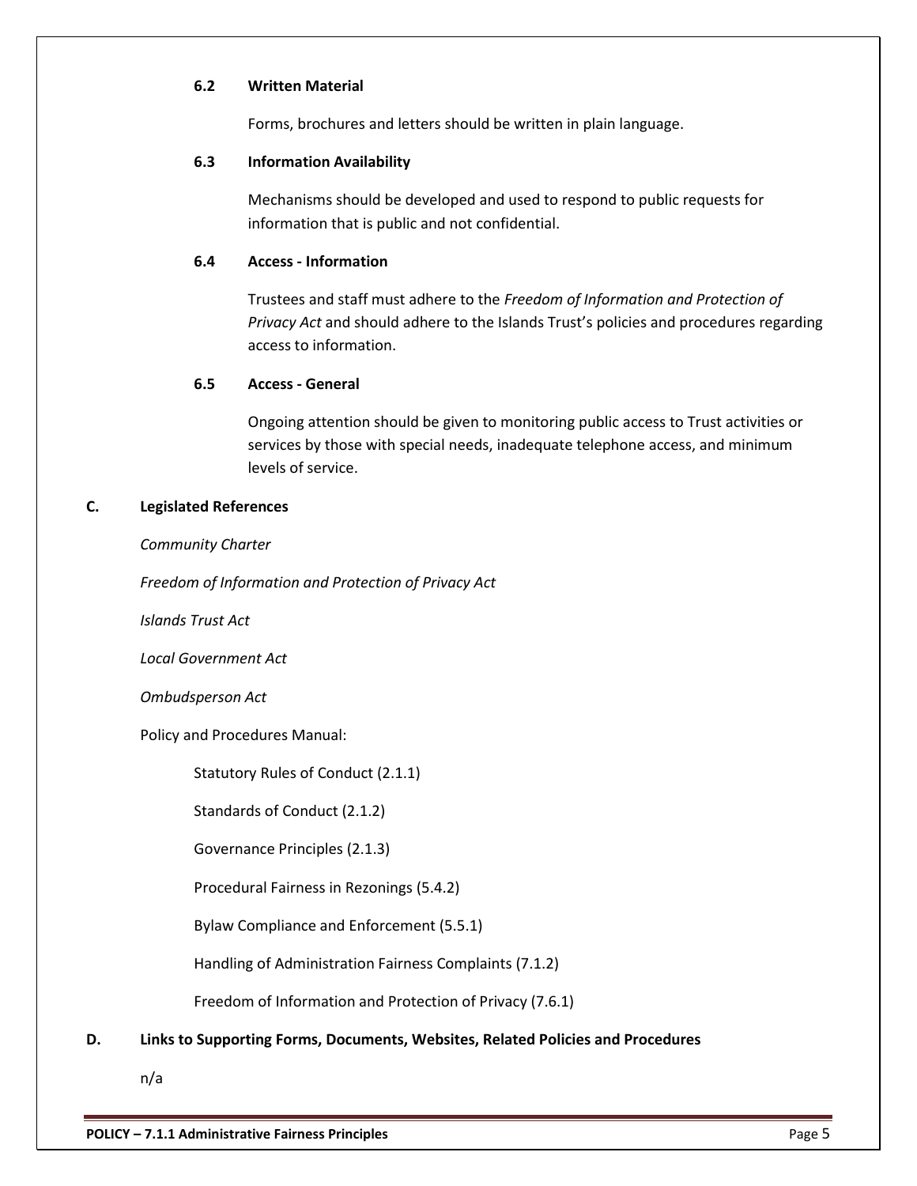### 6.2 Written Material

Forms, brochures and letters should be written in plain language.

### 6.3 Information Availability

Mechanisms should be developed and used to respond to public requests for information that is public and not confidential.

### 6.4 Access - Information

Trustees and staff must adhere to the *Freedom of Information and Protection of Privacy Act* and should adhere to the Islands Trust's policies and procedures regarding access to information.

### 6.5 Access - General

Ongoing attention should be given to monitoring public access to Trust activities or services by those with special needs, inadequate telephone access, and minimum levels of service.

## C. Legislated References

*Community Charter*

*Freedom of Information and Protection of Privacy Act*

*Islands Trust Act*

*Local Government Act*

*Ombudsperson Act*

Policy and Procedures Manual:

- Statutory Rules of Conduct (2.1.1)
- Standards of Conduct (2.1.2)
- Governance Principles (2.1.3)
- Procedural Fairness in Rezonings (5.4.2)
- Bylaw Compliance and Enforcement (5.5.1)
- Handling of Administration Fairness Complaints (7.1.2)
- Freedom of Information and Protection of Privacy (7.6.1)

## D. Links to Supporting Forms, Documents, Websites, Related Policies and Procedures

n/a